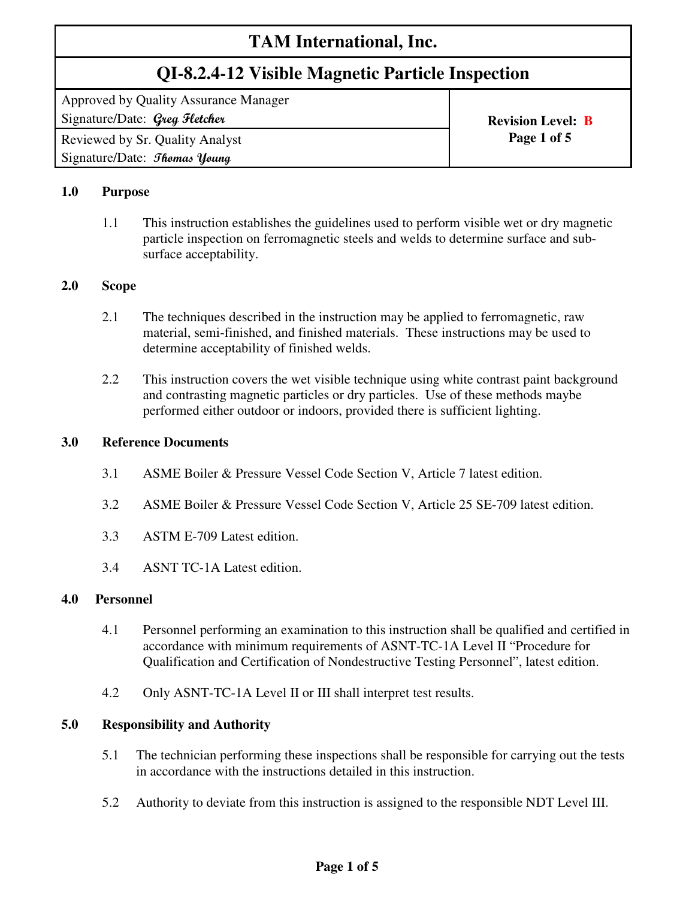# TAM International, Inc.

## QI-8.2.4-12 Visible Magnetic Particle Inspection

| Approved by Quality Assurance Manager<br>Signature/Date: *Greg Fletcher* | **Revision Level: B**<br>**Page 1 of 5** |
|---|---|
| Reviewed by Sr. Quality Analyst<br>Signature/Date: *Thomas Young* | |

**1.0 Purpose**

1.1 This instruction establishes the guidelines used to perform visible wet or dry magnetic particle inspection on ferromagnetic steels and welds to determine surface and sub-surface acceptability.

**2.0 Scope**

2.1 The techniques described in the instruction may be applied to ferromagnetic, raw material, semi-finished, and finished materials. These instructions may be used to determine acceptability of finished welds.

2.2 This instruction covers the wet visible technique using white contrast paint background and contrasting magnetic particles or dry particles. Use of these methods maybe performed either outdoor or indoors, provided there is sufficient lighting.

**3.0 Reference Documents**

3.1 ASME Boiler & Pressure Vessel Code Section V, Article 7 latest edition.

3.2 ASME Boiler & Pressure Vessel Code Section V, Article 25 SE-709 latest edition.

3.3 ASTM E-709 Latest edition.

3.4 ASNT TC-1A Latest edition.

**4.0 Personnel**

4.1 Personnel performing an examination to this instruction shall be qualified and certified in accordance with minimum requirements of ASNT-TC-1A Level II "Procedure for Qualification and Certification of Nondestructive Testing Personnel", latest edition.

4.2 Only ASNT-TC-1A Level II or III shall interpret test results.

**5.0 Responsibility and Authority**

5.1 The technician performing these inspections shall be responsible for carrying out the tests in accordance with the instructions detailed in this instruction.

5.2 Authority to deviate from this instruction is assigned to the responsible NDT Level III.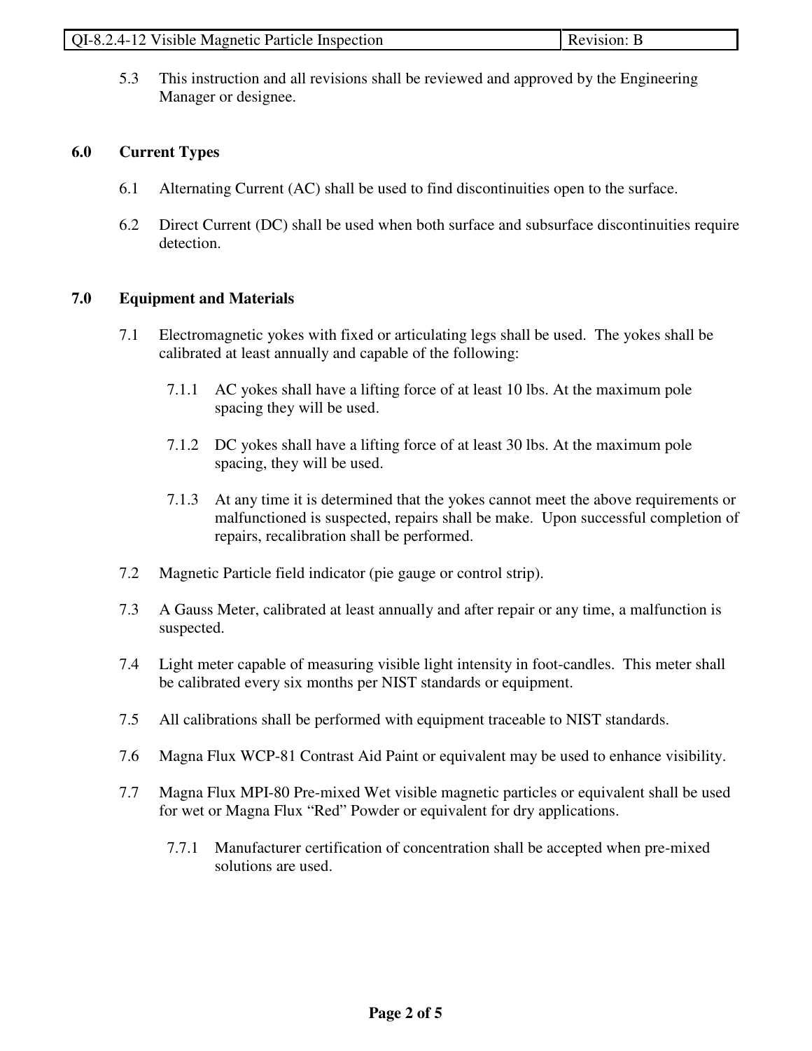5.3 This instruction and all revisions shall be reviewed and approved by the Engineering Manager or designee.

## 6.0 Current Types

6.1 Alternating Current (AC) shall be used to find discontinuities open to the surface.

6.2 Direct Current (DC) shall be used when both surface and subsurface discontinuities require detection.

## 7.0 Equipment and Materials

7.1 Electromagnetic yokes with fixed or articulating legs shall be used. The yokes shall be calibrated at least annually and capable of the following:

7.1.1 AC yokes shall have a lifting force of at least 10 lbs. At the maximum pole spacing they will be used.

7.1.2 DC yokes shall have a lifting force of at least 30 lbs. At the maximum pole spacing, they will be used.

7.1.3 At any time it is determined that the yokes cannot meet the above requirements or malfunctioned is suspected, repairs shall be make. Upon successful completion of repairs, recalibration shall be performed.

7.2 Magnetic Particle field indicator (pie gauge or control strip).

7.3 A Gauss Meter, calibrated at least annually and after repair or any time, a malfunction is suspected.

7.4 Light meter capable of measuring visible light intensity in foot-candles. This meter shall be calibrated every six months per NIST standards or equipment.

7.5 All calibrations shall be performed with equipment traceable to NIST standards.

7.6 Magna Flux WCP-81 Contrast Aid Paint or equivalent may be used to enhance visibility.

7.7 Magna Flux MPI-80 Pre-mixed Wet visible magnetic particles or equivalent shall be used for wet or Magna Flux "Red" Powder or equivalent for dry applications.

7.7.1 Manufacturer certification of concentration shall be accepted when pre-mixed solutions are used.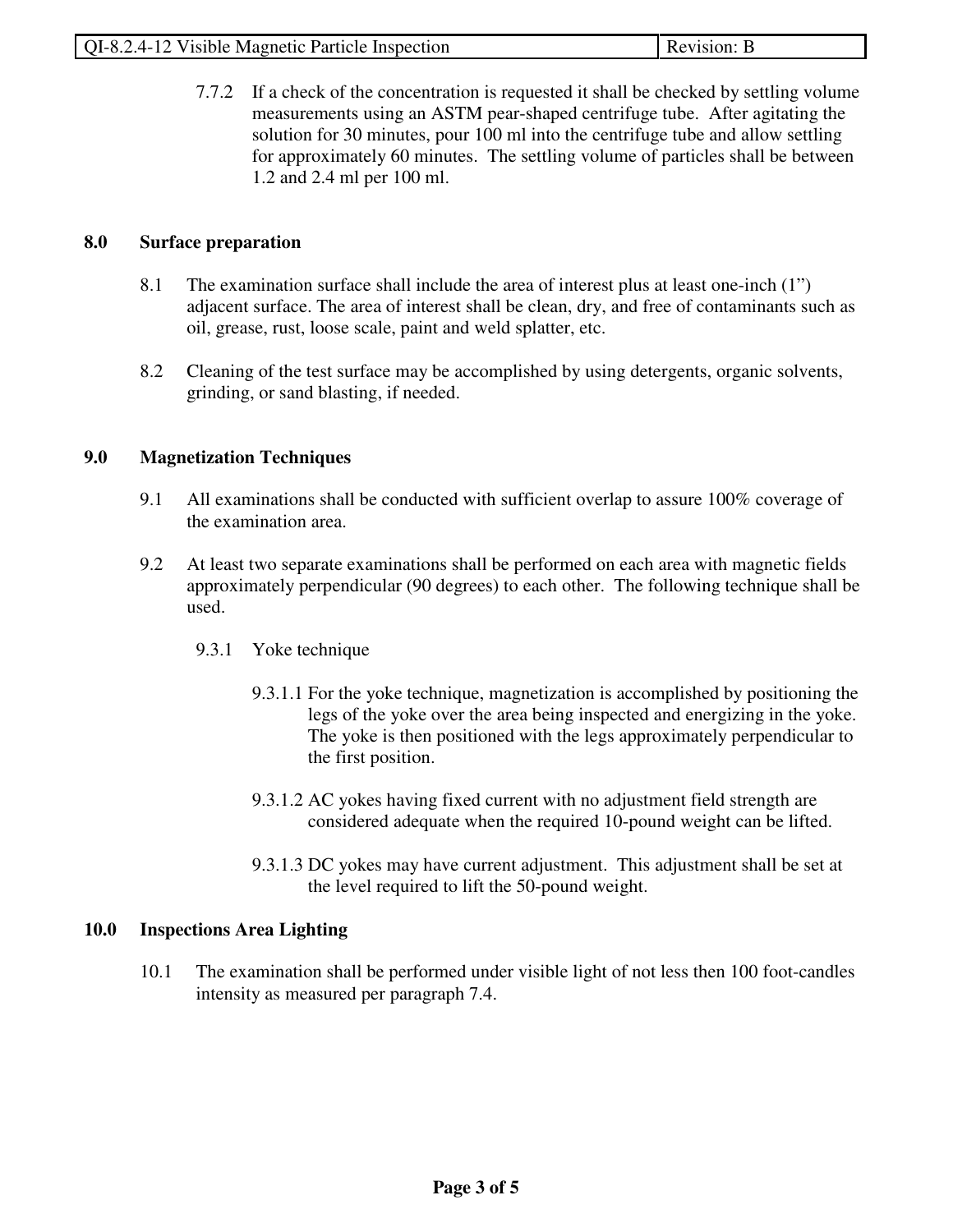7.7.2 If a check of the concentration is requested it shall be checked by settling volume measurements using an ASTM pear-shaped centrifuge tube. After agitating the solution for 30 minutes, pour 100 ml into the centrifuge tube and allow settling for approximately 60 minutes. The settling volume of particles shall be between 1.2 and 2.4 ml per 100 ml.

## 8.0 Surface preparation

8.1 The examination surface shall include the area of interest plus at least one-inch (1") adjacent surface. The area of interest shall be clean, dry, and free of contaminants such as oil, grease, rust, loose scale, paint and weld splatter, etc.

8.2 Cleaning of the test surface may be accomplished by using detergents, organic solvents, grinding, or sand blasting, if needed.

## 9.0 Magnetization Techniques

9.1 All examinations shall be conducted with sufficient overlap to assure 100% coverage of the examination area.

9.2 At least two separate examinations shall be performed on each area with magnetic fields approximately perpendicular (90 degrees) to each other. The following technique shall be used.

9.3.1 Yoke technique

9.3.1.1 For the yoke technique, magnetization is accomplished by positioning the legs of the yoke over the area being inspected and energizing in the yoke. The yoke is then positioned with the legs approximately perpendicular to the first position.

9.3.1.2 AC yokes having fixed current with no adjustment field strength are considered adequate when the required 10-pound weight can be lifted.

9.3.1.3 DC yokes may have current adjustment. This adjustment shall be set at the level required to lift the 50-pound weight.

## 10.0 Inspections Area Lighting

10.1 The examination shall be performed under visible light of not less then 100 foot-candles intensity as measured per paragraph 7.4.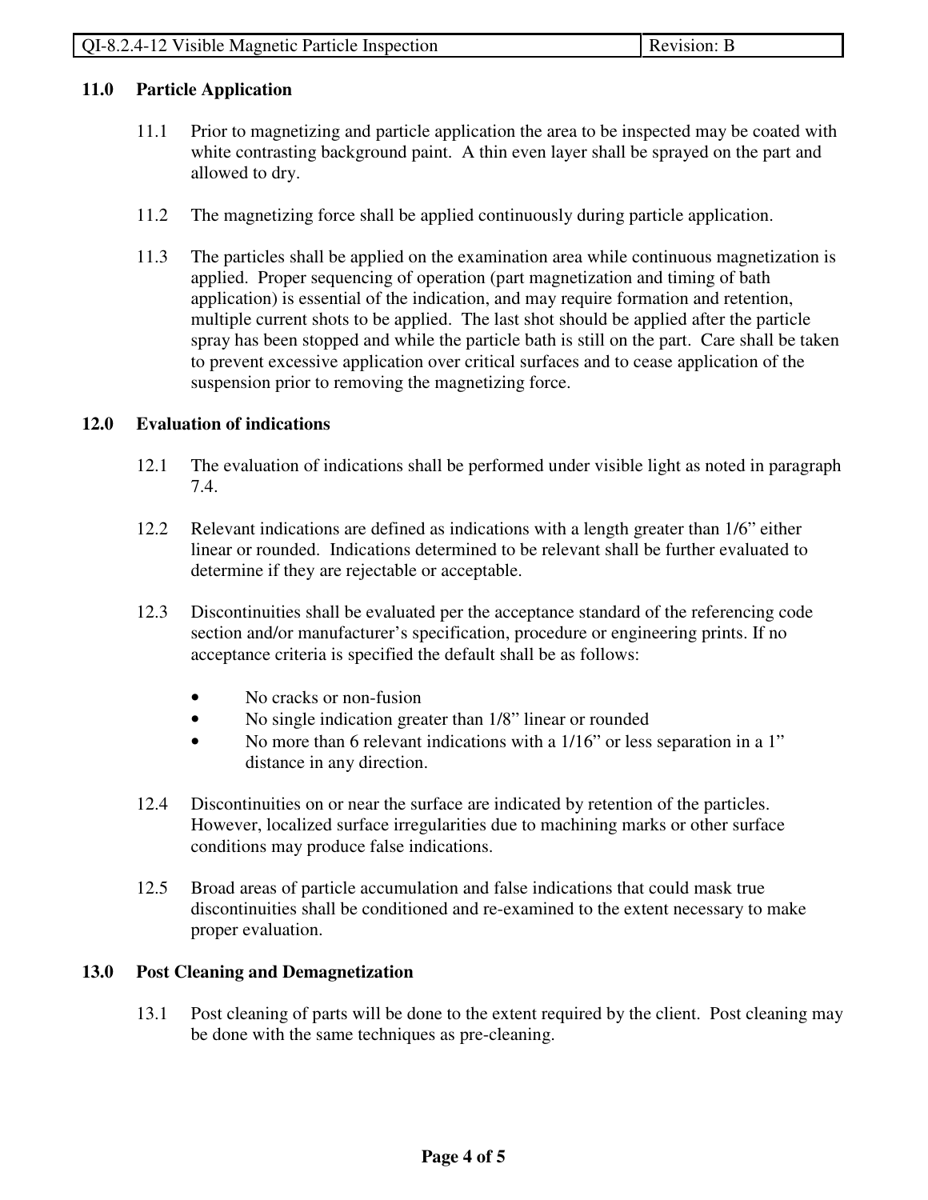## 11.0 Particle Application

11.1 Prior to magnetizing and particle application the area to be inspected may be coated with white contrasting background paint. A thin even layer shall be sprayed on the part and allowed to dry.

11.2 The magnetizing force shall be applied continuously during particle application.

11.3 The particles shall be applied on the examination area while continuous magnetization is applied. Proper sequencing of operation (part magnetization and timing of bath application) is essential of the indication, and may require formation and retention, multiple current shots to be applied. The last shot should be applied after the particle spray has been stopped and while the particle bath is still on the part. Care shall be taken to prevent excessive application over critical surfaces and to cease application of the suspension prior to removing the magnetizing force.

## 12.0 Evaluation of indications

12.1 The evaluation of indications shall be performed under visible light as noted in paragraph 7.4.

12.2 Relevant indications are defined as indications with a length greater than 1/6" either linear or rounded. Indications determined to be relevant shall be further evaluated to determine if they are rejectable or acceptable.

12.3 Discontinuities shall be evaluated per the acceptance standard of the referencing code section and/or manufacturer's specification, procedure or engineering prints. If no acceptance criteria is specified the default shall be as follows:

- No cracks or non-fusion
- No single indication greater than 1/8" linear or rounded
- No more than 6 relevant indications with a 1/16" or less separation in a 1" distance in any direction.

12.4 Discontinuities on or near the surface are indicated by retention of the particles. However, localized surface irregularities due to machining marks or other surface conditions may produce false indications.

12.5 Broad areas of particle accumulation and false indications that could mask true discontinuities shall be conditioned and re-examined to the extent necessary to make proper evaluation.

## 13.0 Post Cleaning and Demagnetization

13.1 Post cleaning of parts will be done to the extent required by the client. Post cleaning may be done with the same techniques as pre-cleaning.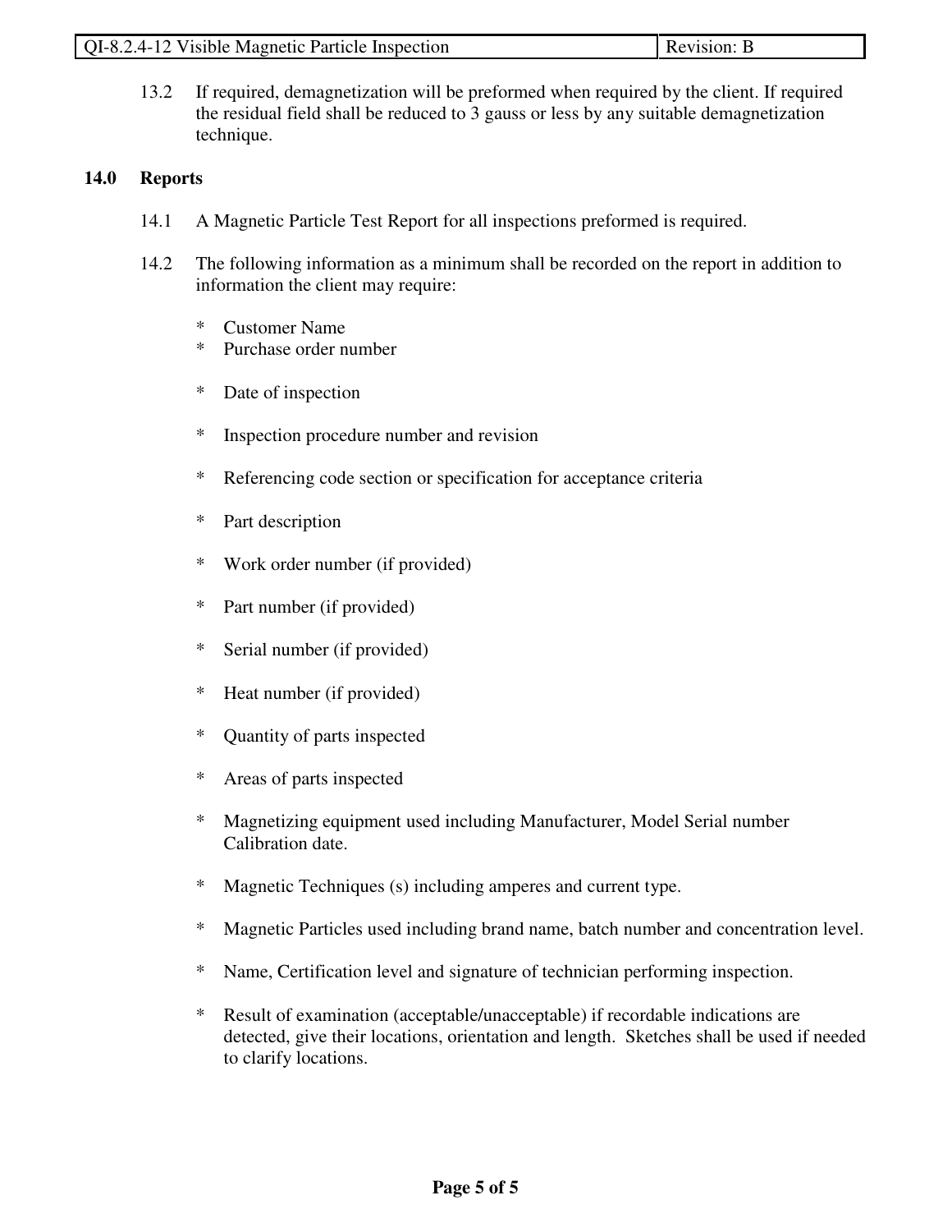13.2 If required, demagnetization will be preformed when required by the client. If required the residual field shall be reduced to 3 gauss or less by any suitable demagnetization technique.

## 14.0 Reports

14.1 A Magnetic Particle Test Report for all inspections preformed is required.

14.2 The following information as a minimum shall be recorded on the report in addition to information the client may require:

* Customer Name
* Purchase order number
* Date of inspection
* Inspection procedure number and revision
* Referencing code section or specification for acceptance criteria
* Part description
* Work order number (if provided)
* Part number (if provided)
* Serial number (if provided)
* Heat number (if provided)
* Quantity of parts inspected
* Areas of parts inspected
* Magnetizing equipment used including Manufacturer, Model Serial number Calibration date.
* Magnetic Techniques (s) including amperes and current type.
* Magnetic Particles used including brand name, batch number and concentration level.
* Name, Certification level and signature of technician performing inspection.
* Result of examination (acceptable/unacceptable) if recordable indications are detected, give their locations, orientation and length. Sketches shall be used if needed to clarify locations.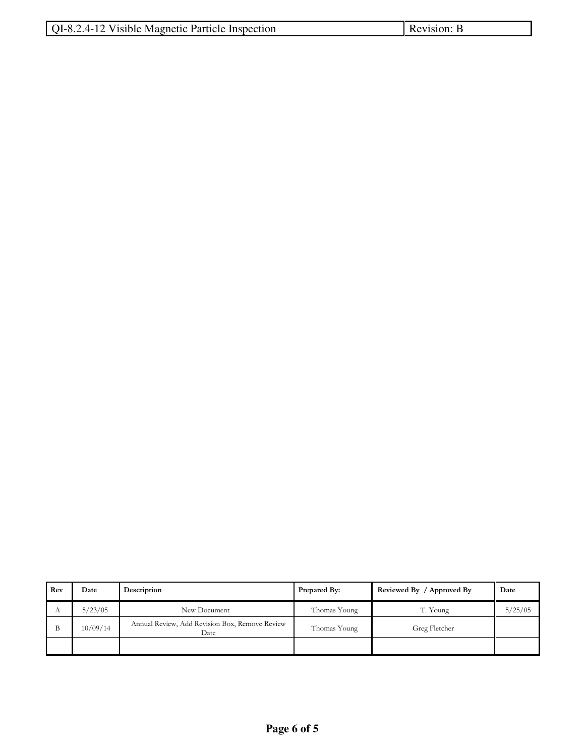| Rev | Date | Description | Prepared By: | Reviewed By / Approved By | Date |
|---|---|---|---|---|---|
| A | 5/23/05 | New Document | Thomas Young | T. Young | 5/25/05 |
| B | 10/09/14 | Annual Review, Add Revision Box, Remove Review Date | Thomas Young | Greg Fletcher | |
| | | | | | |